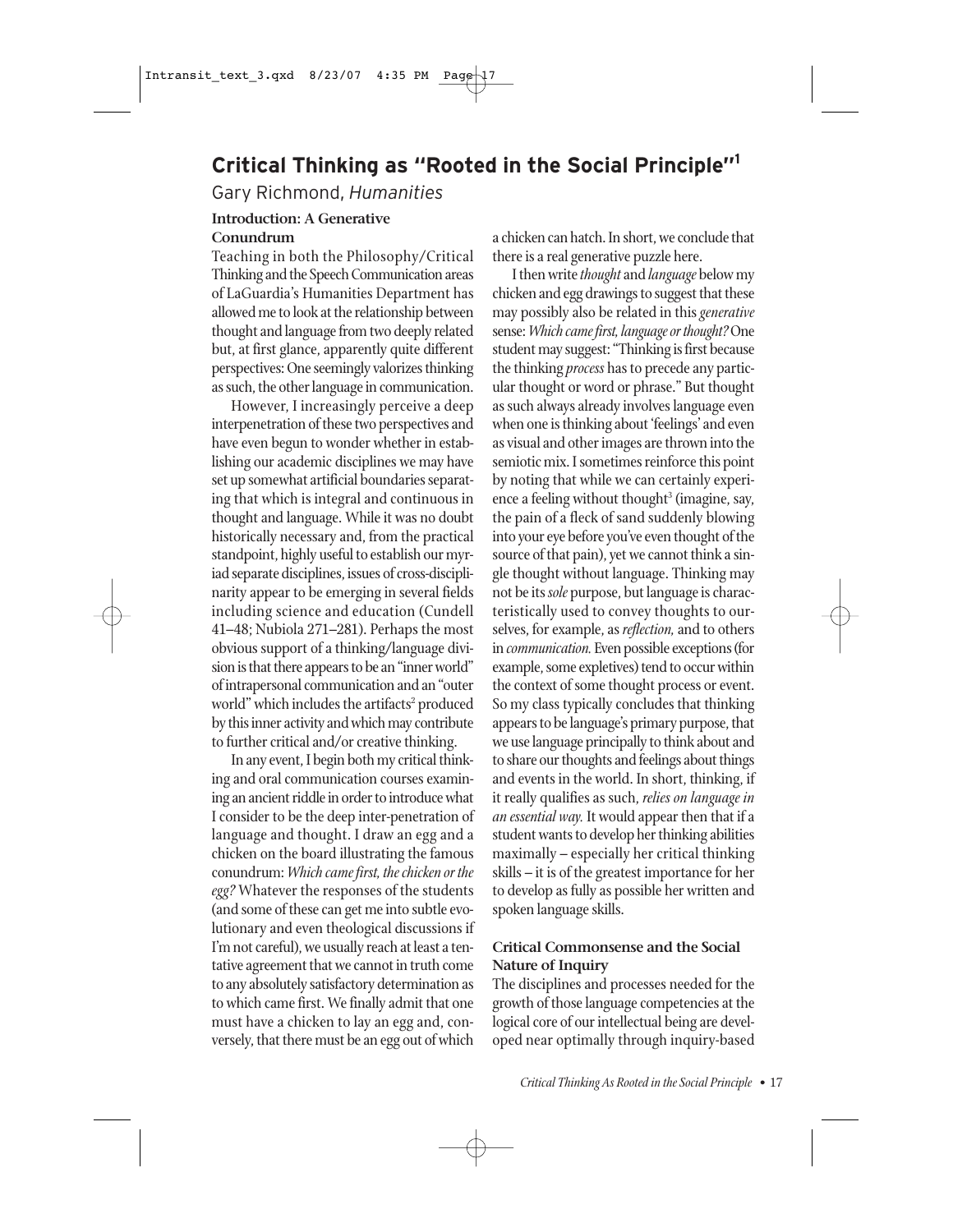# Critical Thinking as "Rooted in the Social Principle"[1]

Gary Richmond, *Humanities*

## Introduction: A Generative Conundrum

Teaching in both the Philosophy/Critical Thinking and the Speech Communication areas of LaGuardia's Humanities Department has allowed me to look at the relationship between thought and language from two deeply related but, at first glance, apparently quite different perspectives: One seemingly valorizes thinking as such, the other language in communication.

However, I increasingly perceive a deep interpenetration of these two perspectives and have even begun to wonder whether in establishing our academic disciplines we may have set up somewhat artificial boundaries separating that which is integral and continuous in thought and language. While it was no doubt historically necessary and, from the practical standpoint, highly useful to establish our myriad separate disciplines, issues of cross-disciplinarity appear to be emerging in several fields including science and education (Cundell 41–48; Nubiola 271–281). Perhaps the most obvious support of a thinking/language division is that there appears to be an "inner world" of intrapersonal communication and an "outer world" which includes the artifacts[2] produced by this inner activity and which may contribute to further critical and/or creative thinking.

In any event, I begin both my critical thinking and oral communication courses examining an ancient riddle in order to introduce what I consider to be the deep inter-penetration of language and thought. I draw an egg and a chicken on the board illustrating the famous conundrum: *Which came first, the chicken or the egg?* Whatever the responses of the students (and some of these can get me into subtle evolutionary and even theological discussions if I'm not careful), we usually reach at least a tentative agreement that we cannot in truth come to any absolutely satisfactory determination as to which came first. We finally admit that one must have a chicken to lay an egg and, conversely, that there must be an egg out of which a chicken can hatch. In short, we conclude that there is a real generative puzzle here.

I then write *thought* and *language* below my chicken and egg drawings to suggest that these may possibly also be related in this *generative* sense: *Which came first, language or thought?* One student may suggest: "Thinking is first because the thinking *process* has to precede any particular thought or word or phrase." But thought as such always already involves language even when one is thinking about 'feelings' and even as visual and other images are thrown into the semiotic mix. I sometimes reinforce this point by noting that while we can certainly experience a feeling without thought[3] (imagine, say, the pain of a fleck of sand suddenly blowing into your eye before you've even thought of the source of that pain), yet we cannot think a single thought without language. Thinking may not be its *sole* purpose, but language is characteristically used to convey thoughts to ourselves, for example, as *reflection,* and to others in *communication.* Even possible exceptions (for example, some expletives) tend to occur within the context of some thought process or event. So my class typically concludes that thinking appears to be language's primary purpose, that we use language principally to think about and to share our thoughts and feelings about things and events in the world. In short, thinking, if it really qualifies as such, *relies on language in an essential way.* It would appear then that if a student wants to develop her thinking abilities maximally – especially her critical thinking skills – it is of the greatest importance for her to develop as fully as possible her written and spoken language skills.

## Critical Commonsense and the Social Nature of Inquiry

The disciplines and processes needed for the growth of those language competencies at the logical core of our intellectual being are developed near optimally through inquiry-based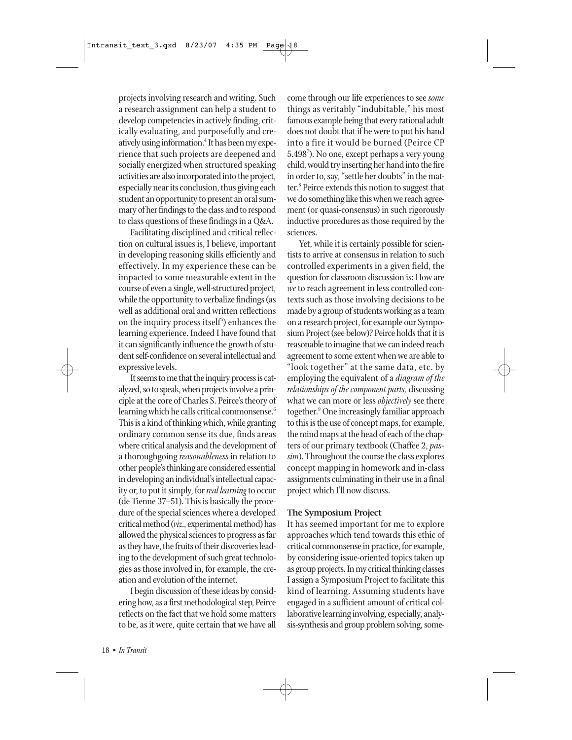projects involving research and writing. Such a research assignment can help a student to develop competencies in actively finding, critically evaluating, and purposefully and creatively using information.[4] It has been my experience that such projects are deepened and socially energized when structured speaking activities are also incorporated into the project, especially near its conclusion, thus giving each student an opportunity to present an oral summary of her findings to the class and to respond to class questions of these findings in a Q&A.

Facilitating disciplined and critical reflection on cultural issues is, I believe, important in developing reasoning skills efficiently and effectively. In my experience these can be impacted to some measurable extent in the course of even a single, well-structured project, while the opportunity to verbalize findings (as well as additional oral and written reflections on the inquiry process itself[5]) enhances the learning experience. Indeed I have found that it can significantly influence the growth of student self-confidence on several intellectual and expressive levels.

It seems to me that the inquiry process is catalyzed, so to speak, when projects involve a principle at the core of Charles S. Peirce's theory of learning which he calls critical commonsense.[6] This is a kind of thinking which, while granting ordinary common sense its due, finds areas where critical analysis and the development of a thoroughgoing *reasonableness* in relation to other people's thinking are considered essential in developing an individual's intellectual capacity or, to put it simply, for *real learning* to occur (de Tienne 37–51). This is basically the procedure of the special sciences where a developed critical method (*viz.*, experimental method) has allowed the physical sciences to progress as far as they have, the fruits of their discoveries leading to the development of such great technologies as those involved in, for example, the creation and evolution of the internet.

I begin discussion of these ideas by considering how, as a first methodological step, Peirce reflects on the fact that we hold some matters to be, as it were, quite certain that we have all come through our life experiences to see *some* things as veritably "indubitable," his most famous example being that every rational adult does not doubt that if he were to put his hand into a fire it would be burned (Peirce CP 5.498[7]). No one, except perhaps a very young child, would try inserting her hand into the fire in order to, say, "settle her doubts" in the matter.[8] Peirce extends this notion to suggest that we do something like this when we reach agreement (or quasi-consensus) in such rigorously inductive procedures as those required by the sciences.

Yet, while it is certainly possible for scientists to arrive at consensus in relation to such controlled experiments in a given field, the question for classroom discussion is: How are *we* to reach agreement in less controlled contexts such as those involving decisions to be made by a group of students working as a team on a research project, for example our Symposium Project (see below)? Peirce holds that it is reasonable to imagine that we can indeed reach agreement to some extent when we are able to "look together" at the same data, etc. by employing the equivalent of a *diagram of the relationships of the component parts,* discussing what we can more or less *objectively* see there together.[9] One increasingly familiar approach to this is the use of concept maps, for example, the mind maps at the head of each of the chapters of our primary textbook (Chaffee 2, *passim*). Throughout the course the class explores concept mapping in homework and in-class assignments culminating in their use in a final project which I'll now discuss.

### The Symposium Project

It has seemed important for me to explore approaches which tend towards this ethic of critical commonsense in practice, for example, by considering issue-oriented topics taken up as group projects. In my critical thinking classes I assign a Symposium Project to facilitate this kind of learning. Assuming students have engaged in a sufficient amount of critical collaborative learning involving, especially, analysis-synthesis and group problem solving, some-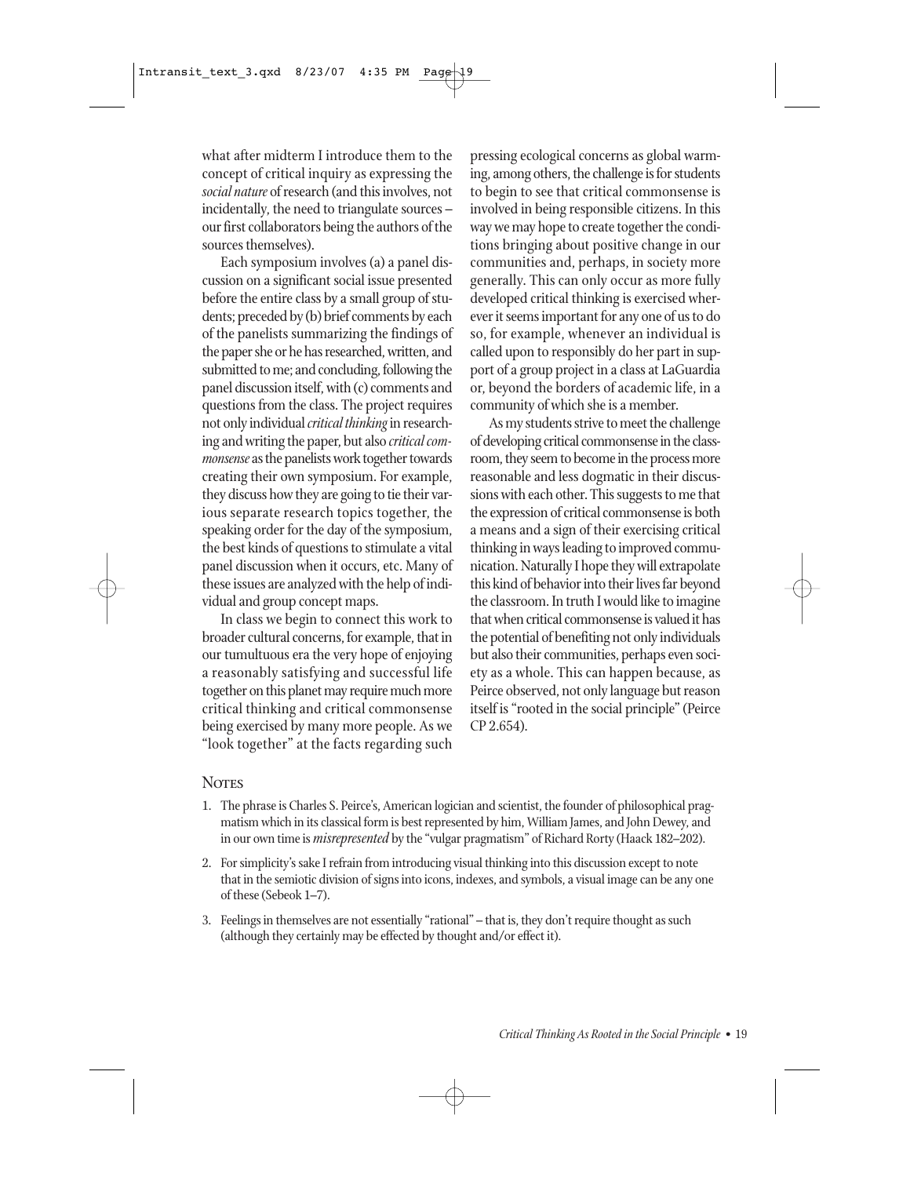what after midterm I introduce them to the concept of critical inquiry as expressing the *social nature* of research (and this involves, not incidentally, the need to triangulate sources – our first collaborators being the authors of the sources themselves).

Each symposium involves (a) a panel discussion on a significant social issue presented before the entire class by a small group of students; preceded by (b) brief comments by each of the panelists summarizing the findings of the paper she or he has researched, written, and submitted to me; and concluding, following the panel discussion itself, with (c) comments and questions from the class. The project requires not only individual *critical thinking* in researching and writing the paper, but also *critical commonsense* as the panelists work together towards creating their own symposium. For example, they discuss how they are going to tie their various separate research topics together, the speaking order for the day of the symposium, the best kinds of questions to stimulate a vital panel discussion when it occurs, etc. Many of these issues are analyzed with the help of individual and group concept maps.

In class we begin to connect this work to broader cultural concerns, for example, that in our tumultuous era the very hope of enjoying a reasonably satisfying and successful life together on this planet may require much more critical thinking and critical commonsense being exercised by many more people. As we "look together" at the facts regarding such pressing ecological concerns as global warming, among others, the challenge is for students to begin to see that critical commonsense is involved in being responsible citizens. In this way we may hope to create together the conditions bringing about positive change in our communities and, perhaps, in society more generally. This can only occur as more fully developed critical thinking is exercised wherever it seems important for any one of us to do so, for example, whenever an individual is called upon to responsibly do her part in support of a group project in a class at LaGuardia or, beyond the borders of academic life, in a community of which she is a member.

As my students strive to meet the challenge of developing critical commonsense in the classroom, they seem to become in the process more reasonable and less dogmatic in their discussions with each other. This suggests to me that the expression of critical commonsense is both a means and a sign of their exercising critical thinking in ways leading to improved communication. Naturally I hope they will extrapolate this kind of behavior into their lives far beyond the classroom. In truth I would like to imagine that when critical commonsense is valued it has the potential of benefiting not only individuals but also their communities, perhaps even society as a whole. This can happen because, as Peirce observed, not only language but reason itself is "rooted in the social principle" (Peirce CP 2.654).

## Notes

1. The phrase is Charles S. Peirce's, American logician and scientist, the founder of philosophical pragmatism which in its classical form is best represented by him, William James, and John Dewey, and in our own time is *misrepresented* by the "vulgar pragmatism" of Richard Rorty (Haack 182–202).

2. For simplicity's sake I refrain from introducing visual thinking into this discussion except to note that in the semiotic division of signs into icons, indexes, and symbols, a visual image can be any one of these (Sebeok 1–7).

3. Feelings in themselves are not essentially "rational" – that is, they don't require thought as such (although they certainly may be effected by thought and/or effect it).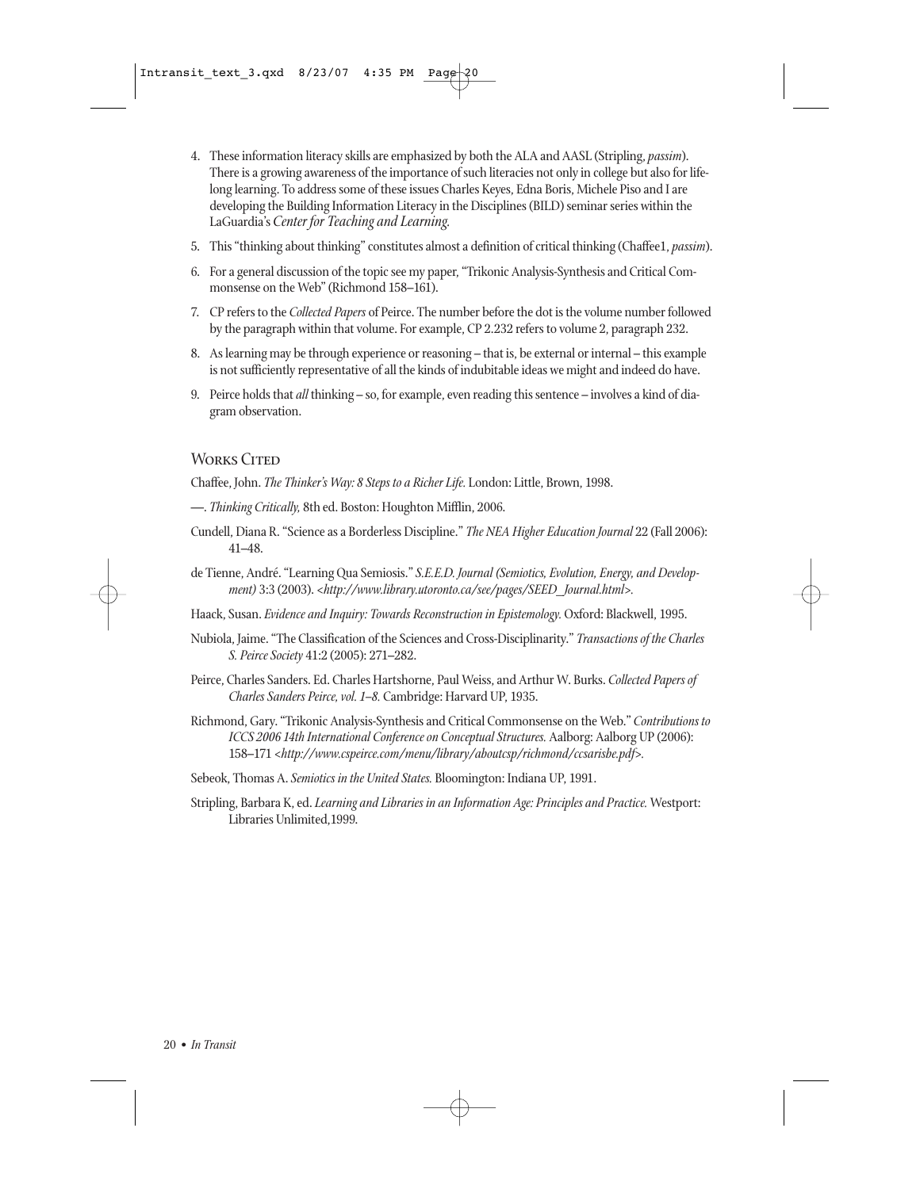4. These information literacy skills are emphasized by both the ALA and AASL (Stripling, *passim*). There is a growing awareness of the importance of such literacies not only in college but also for life-long learning. To address some of these issues Charles Keyes, Edna Boris, Michele Piso and I are developing the Building Information Literacy in the Disciplines (BILD) seminar series within the LaGuardia's *Center for Teaching and Learning*.

5. This "thinking about thinking" constitutes almost a definition of critical thinking (Chaffee1, *passim*).

6. For a general discussion of the topic see my paper, "Trikonic Analysis-Synthesis and Critical Commonsense on the Web" (Richmond 158–161).

7. CP refers to the *Collected Papers* of Peirce. The number before the dot is the volume number followed by the paragraph within that volume. For example, CP 2.232 refers to volume 2, paragraph 232.

8. As learning may be through experience or reasoning – that is, be external or internal – this example is not sufficiently representative of all the kinds of indubitable ideas we might and indeed do have.

9. Peirce holds that *all* thinking – so, for example, even reading this sentence – involves a kind of diagram observation.

## Works Cited

Chaffee, John. *The Thinker's Way: 8 Steps to a Richer Life.* London: Little, Brown, 1998.

—. *Thinking Critically,* 8th ed. Boston: Houghton Mifflin, 2006.

Cundell, Diana R. "Science as a Borderless Discipline." *The NEA Higher Education Journal* 22 (Fall 2006): 41–48.

de Tienne, André. "Learning Qua Semiosis." *S.E.E.D. Journal (Semiotics, Evolution, Energy, and Development)* 3:3 (2003). <*http://www.library.utoronto.ca/see/pages/SEED_Journal.html*>.

Haack, Susan. *Evidence and Inquiry: Towards Reconstruction in Epistemology.* Oxford: Blackwell, 1995.

Nubiola, Jaime. "The Classification of the Sciences and Cross-Disciplinarity." *Transactions of the Charles S. Peirce Society* 41:2 (2005): 271–282.

Peirce, Charles Sanders. Ed. Charles Hartshorne, Paul Weiss, and Arthur W. Burks. *Collected Papers of Charles Sanders Peirce, vol. 1–8.* Cambridge: Harvard UP, 1935.

Richmond, Gary. "Trikonic Analysis-Synthesis and Critical Commonsense on the Web." *Contributions to ICCS 2006 14th International Conference on Conceptual Structures.* Aalborg: Aalborg UP (2006): 158–171 <*http://www.cspeirce.com/menu/library/aboutcsp/richmond/ccsarisbe.pdf*>.

Sebeok, Thomas A. *Semiotics in the United States.* Bloomington: Indiana UP, 1991.

Stripling, Barbara K, ed. *Learning and Libraries in an Information Age: Principles and Practice.* Westport: Libraries Unlimited,1999.